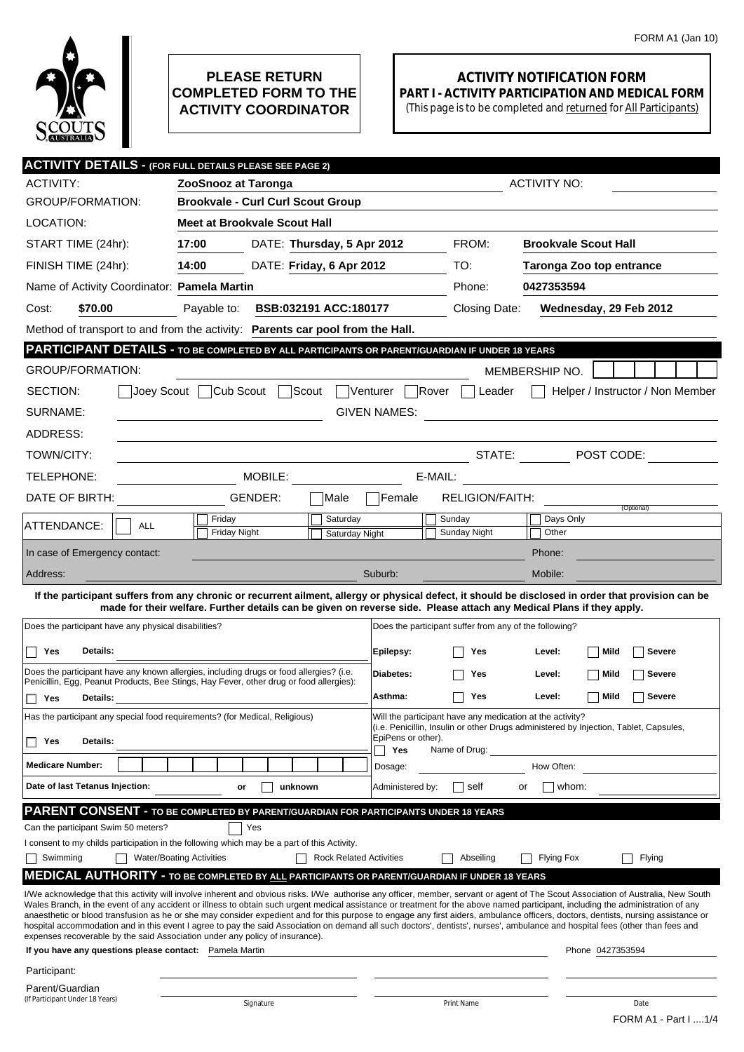FORM A1 (Jan 10)

**PLEASE RETURN COMPLETED FORM TO THE ACTIVITY COORDINATOR**

# ACTIVITY NOTIFICATION FORM

## PART I - ACTIVITY PARTICIPATION AND MEDICAL FORM

(This page is to be completed and returned for All Participants)

## ACTIVITY DETAILS - (FOR FULL DETAILS PLEASE SEE PAGE 2)

ACTIVITY: **ZooSnooz at Taronga** ACTIVITY NO:

GROUP/FORMATION: **Brookvale - Curl Curl Scout Group**

LOCATION: **Meet at Brookvale Scout Hall**

START TIME (24hr): **17:00** DATE: **Thursday, 5 Apr 2012** FROM: **Brookvale Scout Hall**

FINISH TIME (24hr): **14:00** DATE: **Friday, 6 Apr 2012** TO: **Taronga Zoo top entrance**

Name of Activity Coordinator: **Pamela Martin** Phone: **0427353594**

Cost: **$70.00** Payable to: **BSB:032191 ACC:180177** Closing Date: **Wednesday, 29 Feb 2012**

Method of transport to and from the activity: **Parents car pool from the Hall.**

## PARTICIPANT DETAILS - TO BE COMPLETED BY ALL PARTICIPANTS OR PARENT/GUARDIAN IF UNDER 18 YEARS

GROUP/FORMATION: MEMBERSHIP NO.

SECTION: ☐ Joey Scout ☐ Cub Scout ☐ Scout ☐ Venturer ☐ Rover ☐ Leader ☐ Helper / Instructor / Non Member

SURNAME: GIVEN NAMES:

ADDRESS:

TOWN/CITY: STATE: POST CODE:

TELEPHONE: MOBILE: E-MAIL:

DATE OF BIRTH: GENDER: ☐ Male ☐ Female RELIGION/FAITH: (Optional)

ATTENDANCE: ☐ ALL ☐ Friday ☐ Friday Night ☐ Saturday ☐ Saturday Night ☐ Sunday ☐ Sunday Night ☐ Days Only ☐ Other

In case of Emergency contact: Phone:

Address: Suburb: Mobile:

**If the participant suffers from any chronic or recurrent ailment, allergy or physical defect, it should be disclosed in order that provision can be made for their welfare. Further details can be given on reverse side. Please attach any Medical Plans if they apply.**

Does the participant have any physical disabilities?

☐ **Yes** **Details:**

Does the participant have any known allergies, including drugs or food allergies? (i.e. Penicillin, Egg, Peanut Products, Bee Stings, Hay Fever, other drug or food allergies):

☐ **Yes** **Details:**

Has the participant any special food requirements? (for Medical, Religious)

☐ **Yes** **Details:**

**Medicare Number:**

**Date of last Tetanus Injection:** or ☐ **unknown**

Does the participant suffer from any of the following?

| | | | | |
|---|---|---|---|---|
| **Epilepsy:** | ☐ **Yes** | **Level:** | ☐ **Mild** | ☐ **Severe** |
| **Diabetes:** | ☐ **Yes** | **Level:** | ☐ **Mild** | ☐ **Severe** |
| **Asthma:** | ☐ **Yes** | **Level:** | ☐ **Mild** | ☐ **Severe** |

Will the participant have any medication at the activity? (i.e. Penicillin, Insulin or other Drugs administered by Injection, Tablet, Capsules, EpiPens or other).

☐ **Yes** Name of Drug:

Dosage: How Often:

Administered by: ☐ self or ☐ whom:

## PARENT CONSENT - TO BE COMPLETED BY PARENT/GUARDIAN FOR PARTICIPANTS UNDER 18 YEARS

Can the participant Swim 50 meters? ☐ Yes

I consent to my childs participation in the following which may be a part of this Activity.

☐ Swimming ☐ Water/Boating Activities ☐ Rock Related Activities ☐ Abseiling ☐ Flying Fox ☐ Flying

## MEDICAL AUTHORITY - TO BE COMPLETED BY ALL PARTICIPANTS OR PARENT/GUARDIAN IF UNDER 18 YEARS

I/We acknowledge that this activity will involve inherent and obvious risks. I/We authorise any officer, member, servant or agent of The Scout Association of Australia, New South Wales Branch, in the event of any accident or illness to obtain such urgent medical assistance or treatment for the above named participant, including the administration of any anaesthetic or blood transfusion as he or she may consider expedient and for this purpose to engage any first aiders, ambulance officers, doctors, dentists, nursing assistance or hospital accommodation and in this event I agree to pay the said Association on demand all such doctors', dentists', nurses', ambulance and hospital fees (other than fees and expenses recoverable by the said Association under any policy of insurance).

**If you have any questions please contact:** Pamela Martin Phone 0427353594

| | Signature | Print Name | Date |
|---|---|---|---|
| Participant: | | | |
| Parent/Guardian (If Participant Under 18 Years) | | | |

FORM A1 - Part I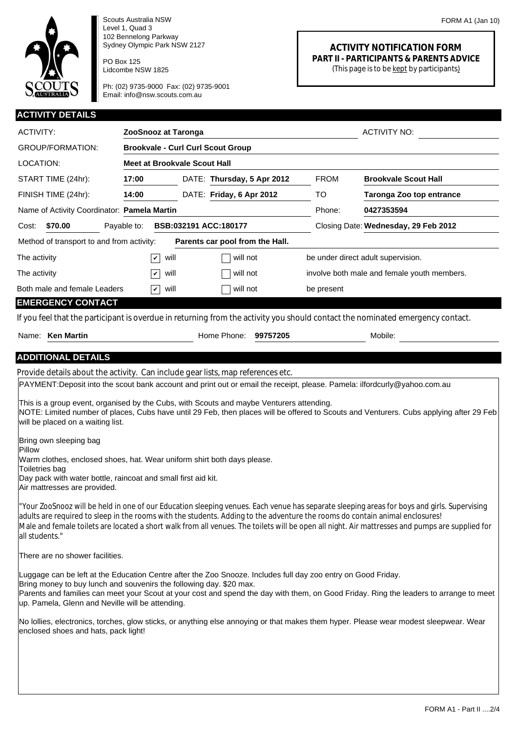Scouts Australia NSW
Level 1, Quad 3
102 Bennelong Parkway
Sydney Olympic Park NSW 2127

PO Box 125
Lidcombe NSW 1825

Ph: (02) 9735-9000 Fax: (02) 9735-9001
Email: info@nsw.scouts.com.au

FORM A1 (Jan 10)

# ACTIVITY NOTIFICATION FORM
## PART II - PARTICIPANTS & PARENTS ADVICE
*(This page is to be kept by participants)*

## ACTIVITY DETAILS

ACTIVITY: **ZooSnooz at Taronga** ACTIVITY NO:

GROUP/FORMATION: **Brookvale - Curl Curl Scout Group**

LOCATION: **Meet at Brookvale Scout Hall**

START TIME (24hr): **17:00** DATE: **Thursday, 5 Apr 2012** FROM **Brookvale Scout Hall**

FINISH TIME (24hr): **14:00** DATE: **Friday, 6 Apr 2012** TO **Taronga Zoo top entrance**

Name of Activity Coordinator: **Pamela Martin** Phone: **0427353594**

Cost: **$70.00** Payable to: **BSB:032191 ACC:180177** Closing Date: **Wednesday, 29 Feb 2012**

Method of transport to and from activity: **Parents car pool from the Hall.**

The activity ☑ will ☐ will not be under direct adult supervision.

The activity ☑ will ☐ will not involve both male and female youth members.

Both male and female Leaders ☑ will ☐ will not be present

## EMERGENCY CONTACT

If you feel that the participant is overdue in returning from the activity you should contact the nominated emergency contact.

Name: **Ken Martin** Home Phone: **99757205** Mobile:

## ADDITIONAL DETAILS

Provide details about the activity. Can include gear lists, map references etc.

PAYMENT:Deposit into the scout bank account and print out or email the receipt, please. Pamela: ilfordcurly@yahoo.com.au

This is a group event, organised by the Cubs, with Scouts and maybe Venturers attending.
NOTE: Limited number of places, Cubs have until 29 Feb, then places will be offered to Scouts and Venturers. Cubs applying after 29 Feb will be placed on a waiting list.

Bring own sleeping bag
Pillow
Warm clothes, enclosed shoes, hat. Wear uniform shirt both days please.
Toiletries bag
Day pack with water bottle, raincoat and small first aid kit.
Air mattresses are provided.

"Your ZooSnooz will be held in one of our Education sleeping venues. Each venue has separate sleeping areas for boys and girls. Supervising adults are required to sleep in the rooms with the students. Adding to the adventure the rooms do contain animal enclosures!
Male and female toilets are located a short walk from all venues. The toilets will be open all night. Air mattresses and pumps are supplied for all students."

There are no shower facilities.

Luggage can be left at the Education Centre after the Zoo Snooze. Includes full day zoo entry on Good Friday.
Bring money to buy lunch and souvenirs the following day. $20 max.
Parents and families can meet your Scout at your cost and spend the day with them, on Good Friday. Ring the leaders to arrange to meet up. Pamela, Glenn and Neville will be attending.

No lollies, electronics, torches, glow sticks, or anything else annoying or that makes them hyper. Please wear modest sleepwear. Wear enclosed shoes and hats, pack light!

FORM A1 - Part II ....2/4